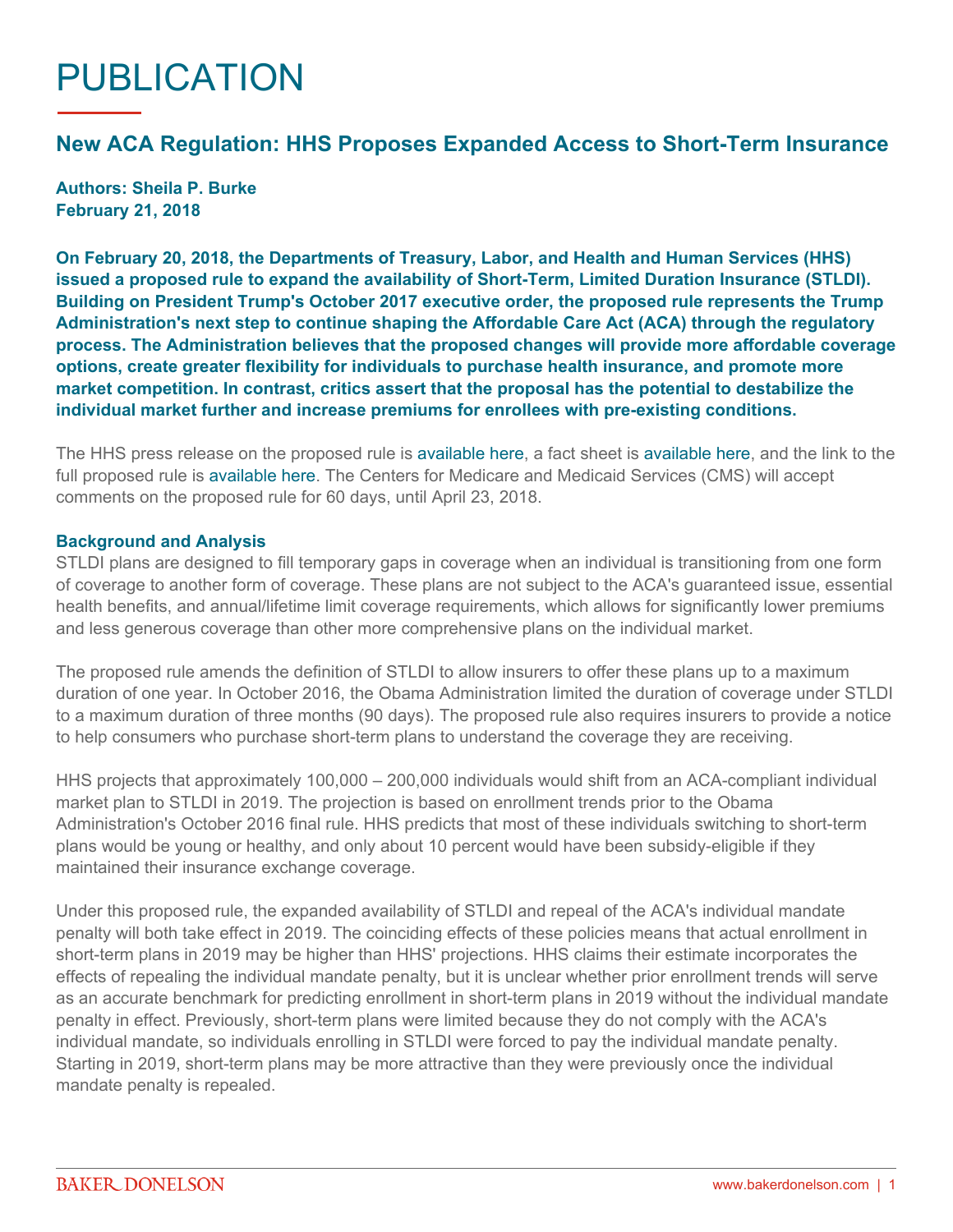# PUBLICATION

## New ACA Regulation: HHS Proposes Expanded Access to Short-Term Insurance

**Authors: Sheila P. Burke**
**February 21, 2018**

**On February 20, 2018, the Departments of Treasury, Labor, and Health and Human Services (HHS) issued a proposed rule to expand the availability of Short-Term, Limited Duration Insurance (STLDI). Building on President Trump's October 2017 executive order, the proposed rule represents the Trump Administration's next step to continue shaping the Affordable Care Act (ACA) through the regulatory process. The Administration believes that the proposed changes will provide more affordable coverage options, create greater flexibility for individuals to purchase health insurance, and promote more market competition. In contrast, critics assert that the proposal has the potential to destabilize the individual market further and increase premiums for enrollees with pre-existing conditions.**

The HHS press release on the proposed rule is available here, a fact sheet is available here, and the link to the full proposed rule is available here. The Centers for Medicare and Medicaid Services (CMS) will accept comments on the proposed rule for 60 days, until April 23, 2018.

### Background and Analysis

STLDI plans are designed to fill temporary gaps in coverage when an individual is transitioning from one form of coverage to another form of coverage. These plans are not subject to the ACA's guaranteed issue, essential health benefits, and annual/lifetime limit coverage requirements, which allows for significantly lower premiums and less generous coverage than other more comprehensive plans on the individual market.

The proposed rule amends the definition of STLDI to allow insurers to offer these plans up to a maximum duration of one year. In October 2016, the Obama Administration limited the duration of coverage under STLDI to a maximum duration of three months (90 days). The proposed rule also requires insurers to provide a notice to help consumers who purchase short-term plans to understand the coverage they are receiving.

HHS projects that approximately 100,000 – 200,000 individuals would shift from an ACA-compliant individual market plan to STLDI in 2019. The projection is based on enrollment trends prior to the Obama Administration's October 2016 final rule. HHS predicts that most of these individuals switching to short-term plans would be young or healthy, and only about 10 percent would have been subsidy-eligible if they maintained their insurance exchange coverage.

Under this proposed rule, the expanded availability of STLDI and repeal of the ACA's individual mandate penalty will both take effect in 2019. The coinciding effects of these policies means that actual enrollment in short-term plans in 2019 may be higher than HHS' projections. HHS claims their estimate incorporates the effects of repealing the individual mandate penalty, but it is unclear whether prior enrollment trends will serve as an accurate benchmark for predicting enrollment in short-term plans in 2019 without the individual mandate penalty in effect. Previously, short-term plans were limited because they do not comply with the ACA's individual mandate, so individuals enrolling in STLDI were forced to pay the individual mandate penalty. Starting in 2019, short-term plans may be more attractive than they were previously once the individual mandate penalty is repealed.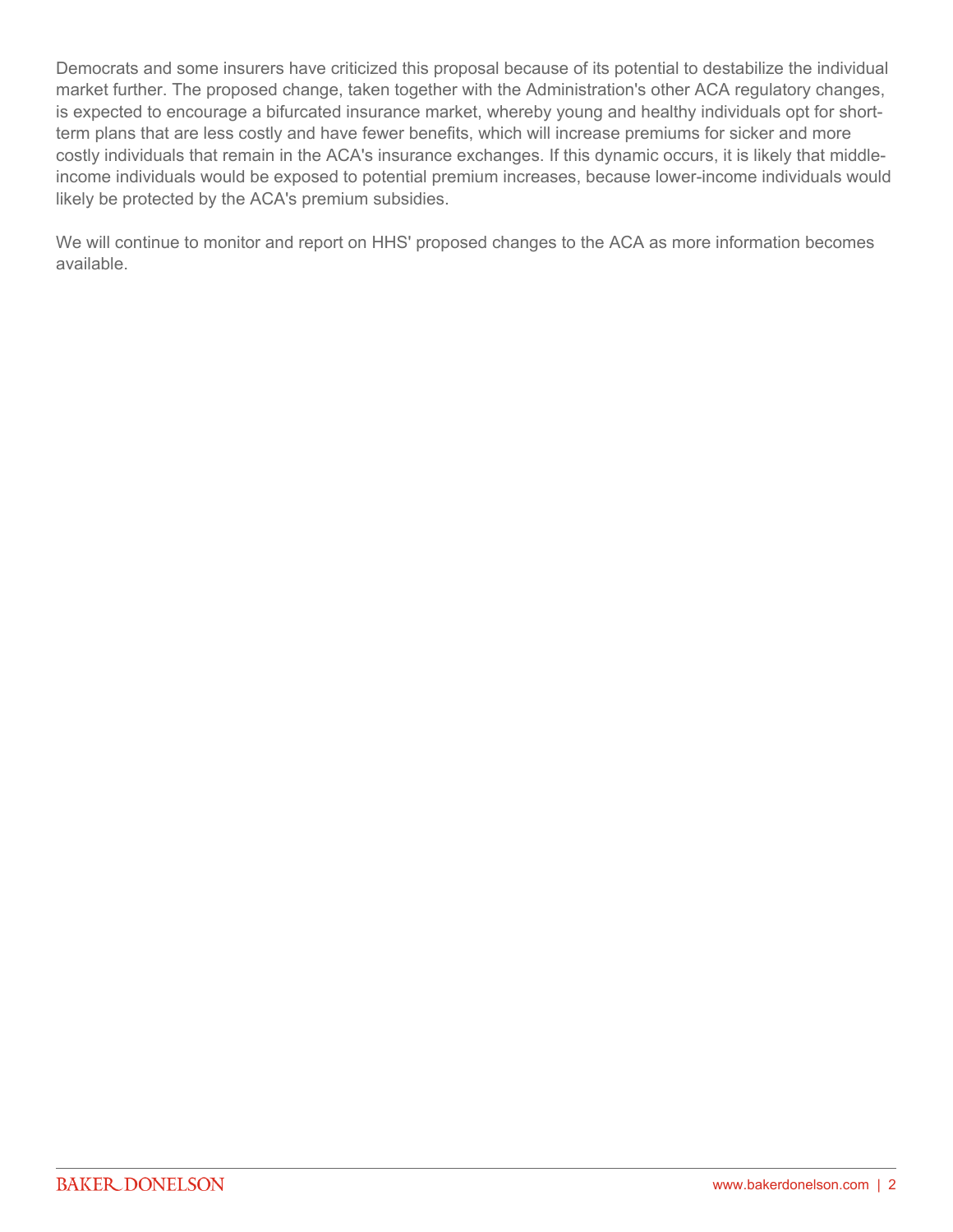Democrats and some insurers have criticized this proposal because of its potential to destabilize the individual market further. The proposed change, taken together with the Administration's other ACA regulatory changes, is expected to encourage a bifurcated insurance market, whereby young and healthy individuals opt for short-term plans that are less costly and have fewer benefits, which will increase premiums for sicker and more costly individuals that remain in the ACA's insurance exchanges. If this dynamic occurs, it is likely that middle-income individuals would be exposed to potential premium increases, because lower-income individuals would likely be protected by the ACA's premium subsidies.

We will continue to monitor and report on HHS' proposed changes to the ACA as more information becomes available.